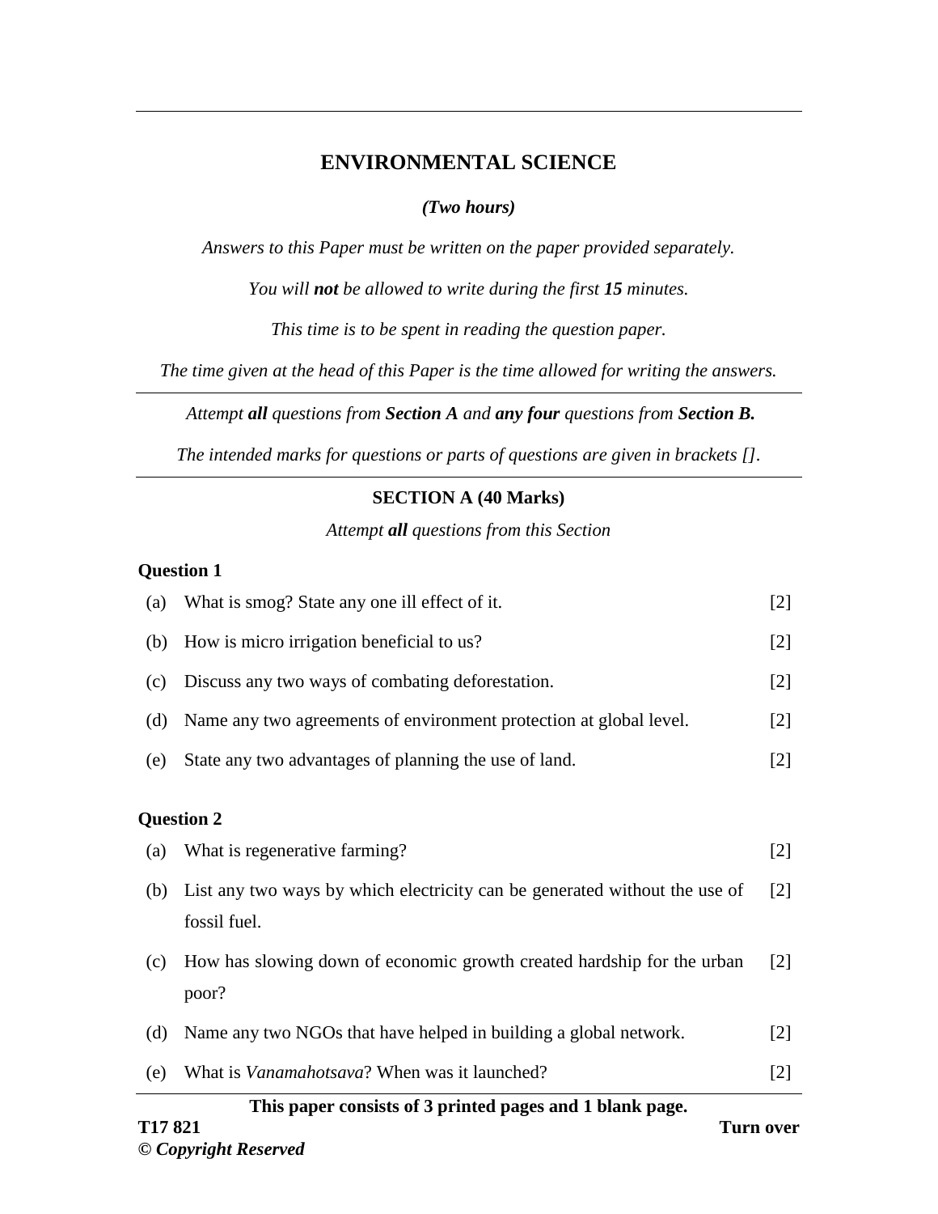# ENVIRONMENTAL SCIENCE

*(Two hours)*

*Answers to this Paper must be written on the paper provided separately.*

*You will **not** be allowed to write during the first **15** minutes.*

*This time is to be spent in reading the question paper.*

*The time given at the head of this Paper is the time allowed for writing the answers.*

*Attempt **all** questions from **Section A** and **any four** questions from **Section B.***

*The intended marks for questions or parts of questions are given in brackets [].*

## SECTION A (40 Marks)

*Attempt **all** questions from this Section*

### Question 1

(a) What is smog? State any one ill effect of it. [2]

(b) How is micro irrigation beneficial to us? [2]

(c) Discuss any two ways of combating deforestation. [2]

(d) Name any two agreements of environment protection at global level. [2]

(e) State any two advantages of planning the use of land. [2]

### Question 2

(a) What is regenerative farming? [2]

(b) List any two ways by which electricity can be generated without the use of fossil fuel. [2]

(c) How has slowing down of economic growth created hardship for the urban poor? [2]

(d) Name any two NGOs that have helped in building a global network. [2]

(e) What is *Vanamahotsava*? When was it launched? [2]

**This paper consists of 3 printed pages and 1 blank page.**

**T17 821**

**© *Copyright Reserved***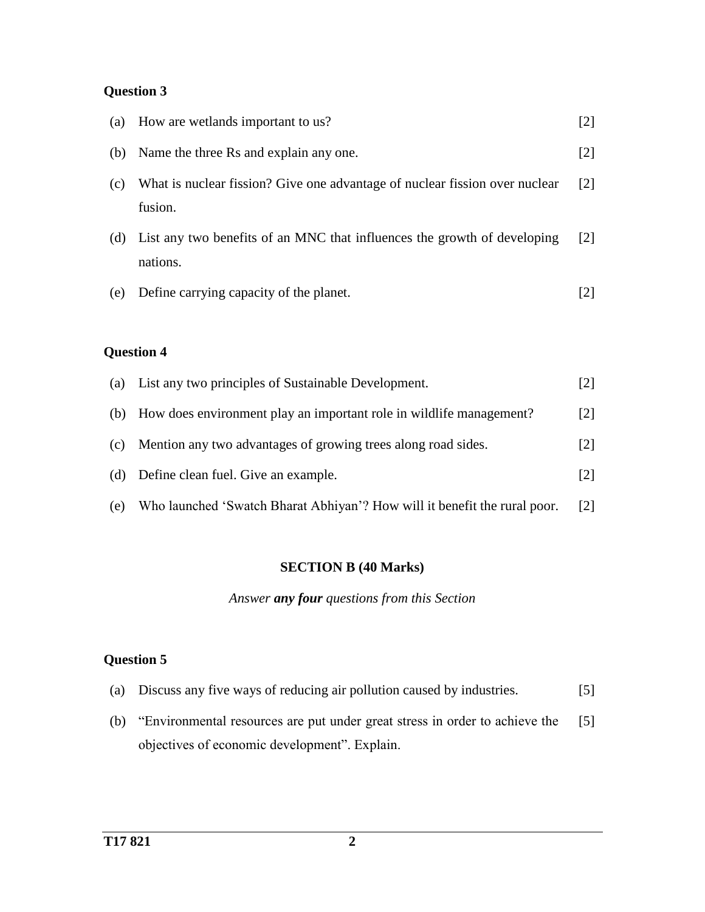### Question 3

(a) How are wetlands important to us? [2]

(b) Name the three Rs and explain any one. [2]

(c) What is nuclear fission? Give one advantage of nuclear fission over nuclear fusion. [2]

(d) List any two benefits of an MNC that influences the growth of developing nations. [2]

(e) Define carrying capacity of the planet. [2]

### Question 4

(a) List any two principles of Sustainable Development. [2]

(b) How does environment play an important role in wildlife management? [2]

(c) Mention any two advantages of growing trees along road sides. [2]

(d) Define clean fuel. Give an example. [2]

(e) Who launched 'Swatch Bharat Abhiyan'? How will it benefit the rural poor. [2]

## SECTION B (40 Marks)

*Answer **any four** questions from this Section*

### Question 5

(a) Discuss any five ways of reducing air pollution caused by industries. [5]

(b) "Environmental resources are put under great stress in order to achieve the objectives of economic development". Explain. [5]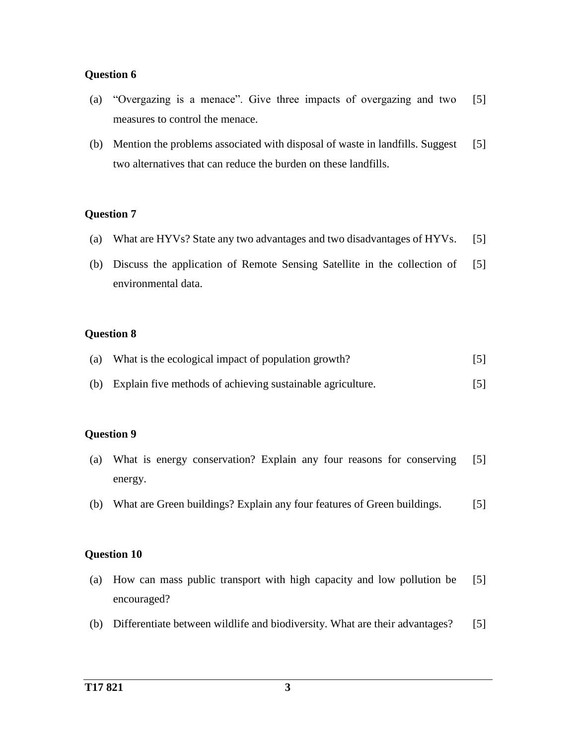**Question 6**

(a) "Overgazing is a menace". Give three impacts of overgazing and two measures to control the menace. [5]

(b) Mention the problems associated with disposal of waste in landfills. Suggest two alternatives that can reduce the burden on these landfills. [5]

**Question 7**

(a) What are HYVs? State any two advantages and two disadvantages of HYVs. [5]

(b) Discuss the application of Remote Sensing Satellite in the collection of environmental data. [5]

**Question 8**

(a) What is the ecological impact of population growth? [5]

(b) Explain five methods of achieving sustainable agriculture. [5]

**Question 9**

(a) What is energy conservation? Explain any four reasons for conserving energy. [5]

(b) What are Green buildings? Explain any four features of Green buildings. [5]

**Question 10**

(a) How can mass public transport with high capacity and low pollution be encouraged? [5]

(b) Differentiate between wildlife and biodiversity. What are their advantages? [5]